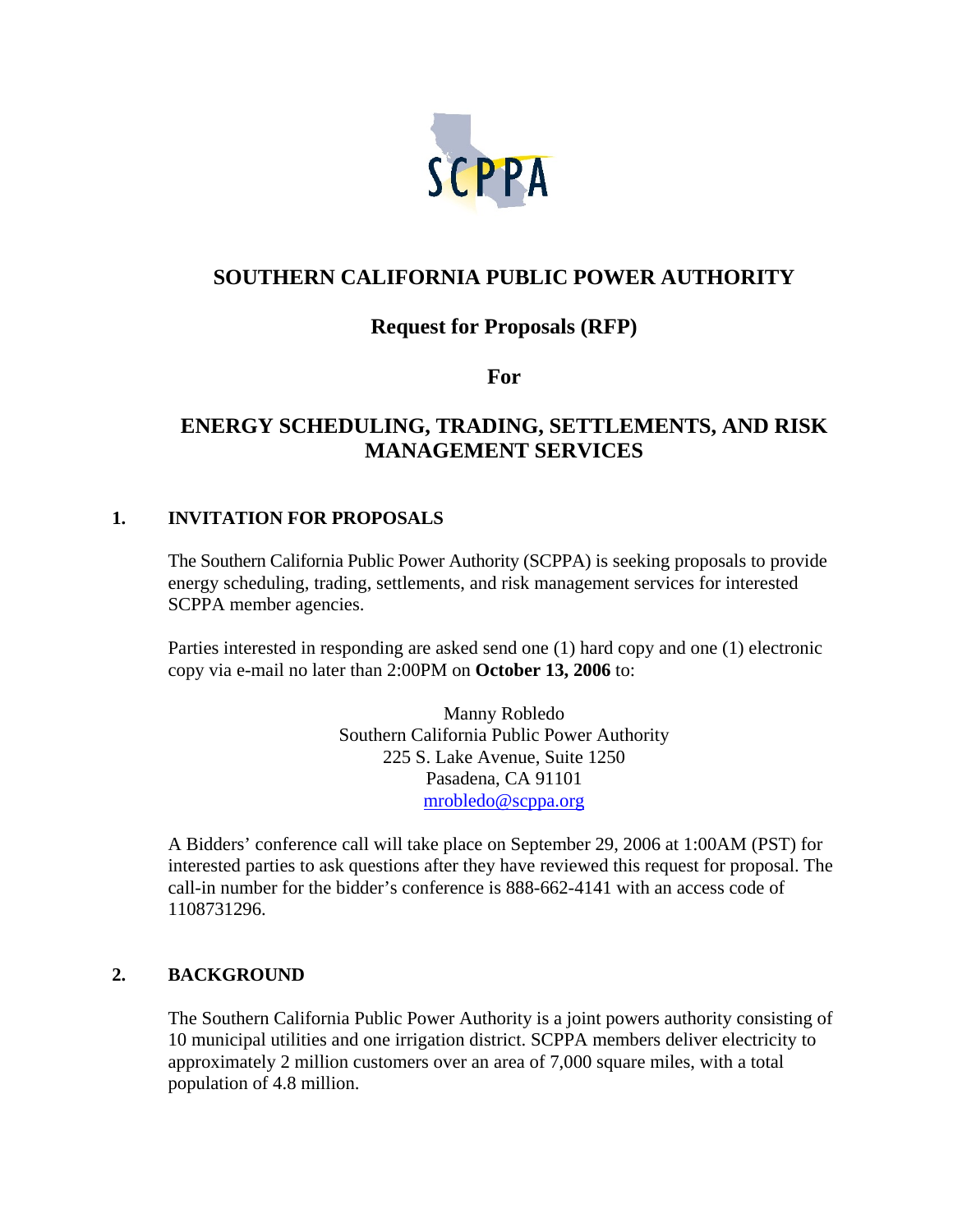# SOUTHERN CALIFORNIA PUBLIC POWER AUTHORITY

## Request for Proposals (RFP)

**For**

## ENERGY SCHEDULING, TRADING, SETTLEMENTS, AND RISK MANAGEMENT SERVICES

### 1. INVITATION FOR PROPOSALS

The Southern California Public Power Authority (SCPPA) is seeking proposals to provide energy scheduling, trading, settlements, and risk management services for interested SCPPA member agencies.

Parties interested in responding are asked send one (1) hard copy and one (1) electronic copy via e-mail no later than 2:00PM on **October 13, 2006** to:

Manny Robledo
Southern California Public Power Authority
225 S. Lake Avenue, Suite 1250
Pasadena, CA 91101
mrobledo@scppa.org

A Bidders' conference call will take place on September 29, 2006 at 1:00AM (PST) for interested parties to ask questions after they have reviewed this request for proposal. The call-in number for the bidder's conference is 888-662-4141 with an access code of 1108731296.

### 2. BACKGROUND

The Southern California Public Power Authority is a joint powers authority consisting of 10 municipal utilities and one irrigation district. SCPPA members deliver electricity to approximately 2 million customers over an area of 7,000 square miles, with a total population of 4.8 million.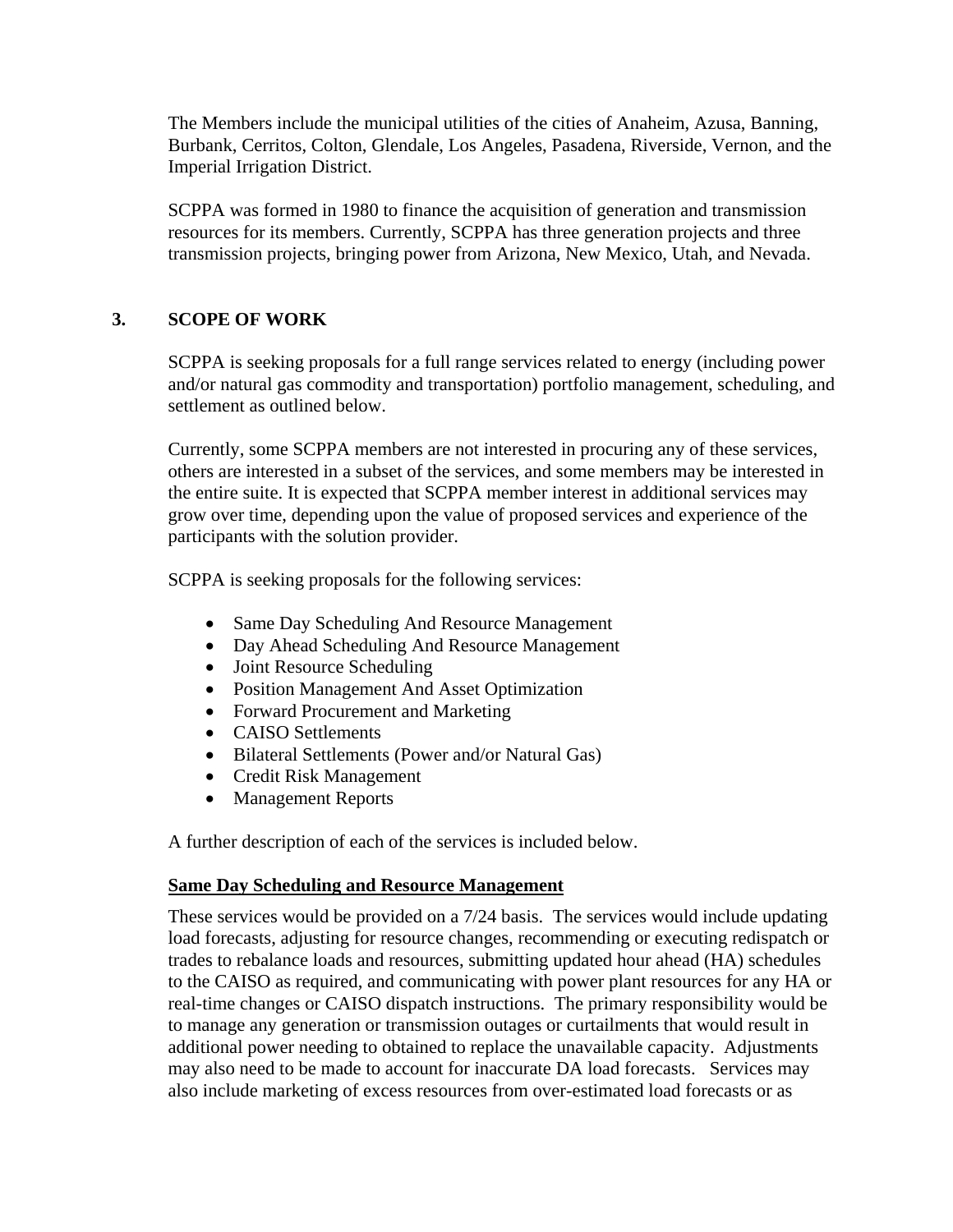The Members include the municipal utilities of the cities of Anaheim, Azusa, Banning, Burbank, Cerritos, Colton, Glendale, Los Angeles, Pasadena, Riverside, Vernon, and the Imperial Irrigation District.

SCPPA was formed in 1980 to finance the acquisition of generation and transmission resources for its members. Currently, SCPPA has three generation projects and three transmission projects, bringing power from Arizona, New Mexico, Utah, and Nevada.

## 3. SCOPE OF WORK

SCPPA is seeking proposals for a full range services related to energy (including power and/or natural gas commodity and transportation) portfolio management, scheduling, and settlement as outlined below.

Currently, some SCPPA members are not interested in procuring any of these services, others are interested in a subset of the services, and some members may be interested in the entire suite. It is expected that SCPPA member interest in additional services may grow over time, depending upon the value of proposed services and experience of the participants with the solution provider.

SCPPA is seeking proposals for the following services:

- Same Day Scheduling And Resource Management
- Day Ahead Scheduling And Resource Management
- Joint Resource Scheduling
- Position Management And Asset Optimization
- Forward Procurement and Marketing
- CAISO Settlements
- Bilateral Settlements (Power and/or Natural Gas)
- Credit Risk Management
- Management Reports

A further description of each of the services is included below.

**<u>Same Day Scheduling and Resource Management</u>**

These services would be provided on a 7/24 basis. The services would include updating load forecasts, adjusting for resource changes, recommending or executing redispatch or trades to rebalance loads and resources, submitting updated hour ahead (HA) schedules to the CAISO as required, and communicating with power plant resources for any HA or real-time changes or CAISO dispatch instructions. The primary responsibility would be to manage any generation or transmission outages or curtailments that would result in additional power needing to obtained to replace the unavailable capacity. Adjustments may also need to be made to account for inaccurate DA load forecasts. Services may also include marketing of excess resources from over-estimated load forecasts or as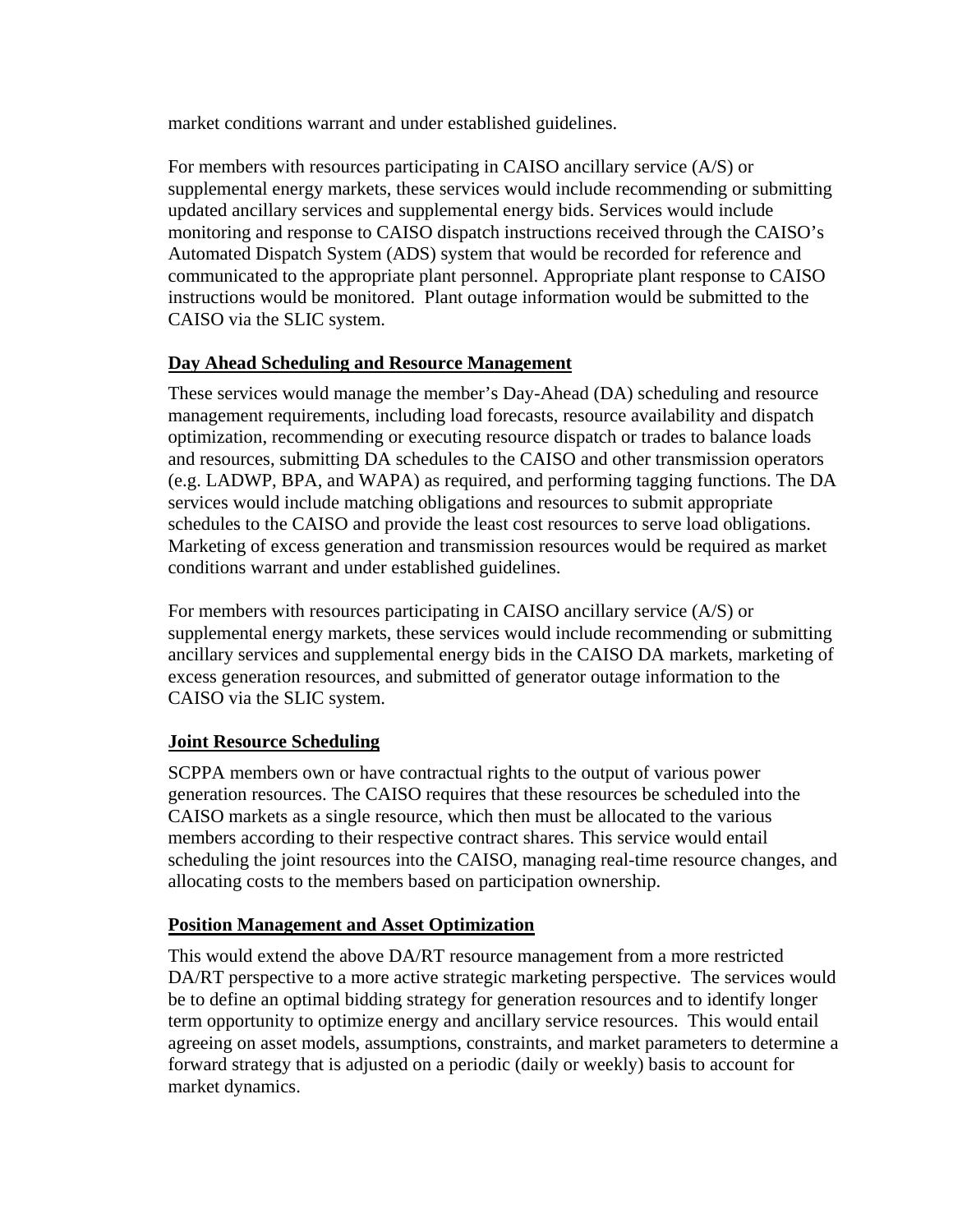market conditions warrant and under established guidelines.

For members with resources participating in CAISO ancillary service (A/S) or supplemental energy markets, these services would include recommending or submitting updated ancillary services and supplemental energy bids. Services would include monitoring and response to CAISO dispatch instructions received through the CAISO's Automated Dispatch System (ADS) system that would be recorded for reference and communicated to the appropriate plant personnel. Appropriate plant response to CAISO instructions would be monitored. Plant outage information would be submitted to the CAISO via the SLIC system.

**Day Ahead Scheduling and Resource Management**

These services would manage the member's Day-Ahead (DA) scheduling and resource management requirements, including load forecasts, resource availability and dispatch optimization, recommending or executing resource dispatch or trades to balance loads and resources, submitting DA schedules to the CAISO and other transmission operators (e.g. LADWP, BPA, and WAPA) as required, and performing tagging functions. The DA services would include matching obligations and resources to submit appropriate schedules to the CAISO and provide the least cost resources to serve load obligations. Marketing of excess generation and transmission resources would be required as market conditions warrant and under established guidelines.

For members with resources participating in CAISO ancillary service (A/S) or supplemental energy markets, these services would include recommending or submitting ancillary services and supplemental energy bids in the CAISO DA markets, marketing of excess generation resources, and submitted of generator outage information to the CAISO via the SLIC system.

**Joint Resource Scheduling**

SCPPA members own or have contractual rights to the output of various power generation resources. The CAISO requires that these resources be scheduled into the CAISO markets as a single resource, which then must be allocated to the various members according to their respective contract shares. This service would entail scheduling the joint resources into the CAISO, managing real-time resource changes, and allocating costs to the members based on participation ownership.

**Position Management and Asset Optimization**

This would extend the above DA/RT resource management from a more restricted DA/RT perspective to a more active strategic marketing perspective. The services would be to define an optimal bidding strategy for generation resources and to identify longer term opportunity to optimize energy and ancillary service resources. This would entail agreeing on asset models, assumptions, constraints, and market parameters to determine a forward strategy that is adjusted on a periodic (daily or weekly) basis to account for market dynamics.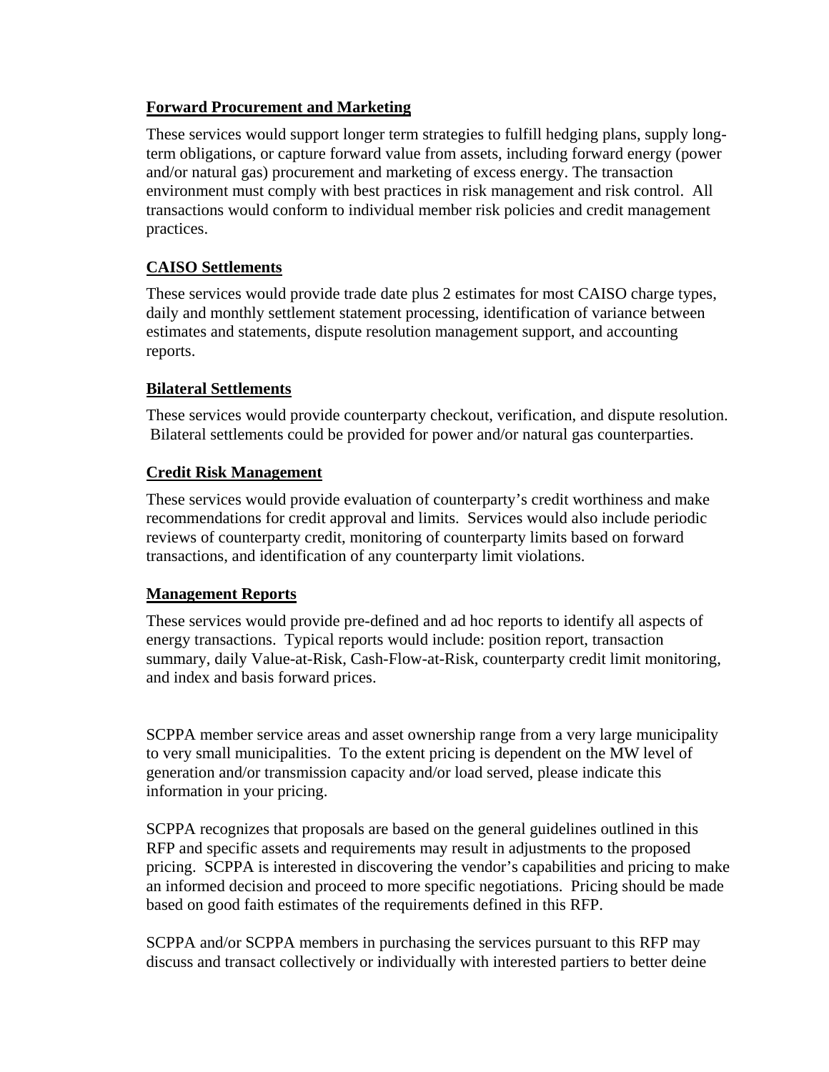**Forward Procurement and Marketing**

These services would support longer term strategies to fulfill hedging plans, supply long-term obligations, or capture forward value from assets, including forward energy (power and/or natural gas) procurement and marketing of excess energy. The transaction environment must comply with best practices in risk management and risk control. All transactions would conform to individual member risk policies and credit management practices.

**CAISO Settlements**

These services would provide trade date plus 2 estimates for most CAISO charge types, daily and monthly settlement statement processing, identification of variance between estimates and statements, dispute resolution management support, and accounting reports.

**Bilateral Settlements**

These services would provide counterparty checkout, verification, and dispute resolution. Bilateral settlements could be provided for power and/or natural gas counterparties.

**Credit Risk Management**

These services would provide evaluation of counterparty's credit worthiness and make recommendations for credit approval and limits. Services would also include periodic reviews of counterparty credit, monitoring of counterparty limits based on forward transactions, and identification of any counterparty limit violations.

**Management Reports**

These services would provide pre-defined and ad hoc reports to identify all aspects of energy transactions. Typical reports would include: position report, transaction summary, daily Value-at-Risk, Cash-Flow-at-Risk, counterparty credit limit monitoring, and index and basis forward prices.

SCPPA member service areas and asset ownership range from a very large municipality to very small municipalities. To the extent pricing is dependent on the MW level of generation and/or transmission capacity and/or load served, please indicate this information in your pricing.

SCPPA recognizes that proposals are based on the general guidelines outlined in this RFP and specific assets and requirements may result in adjustments to the proposed pricing. SCPPA is interested in discovering the vendor's capabilities and pricing to make an informed decision and proceed to more specific negotiations. Pricing should be made based on good faith estimates of the requirements defined in this RFP.

SCPPA and/or SCPPA members in purchasing the services pursuant to this RFP may discuss and transact collectively or individually with interested partiers to better deine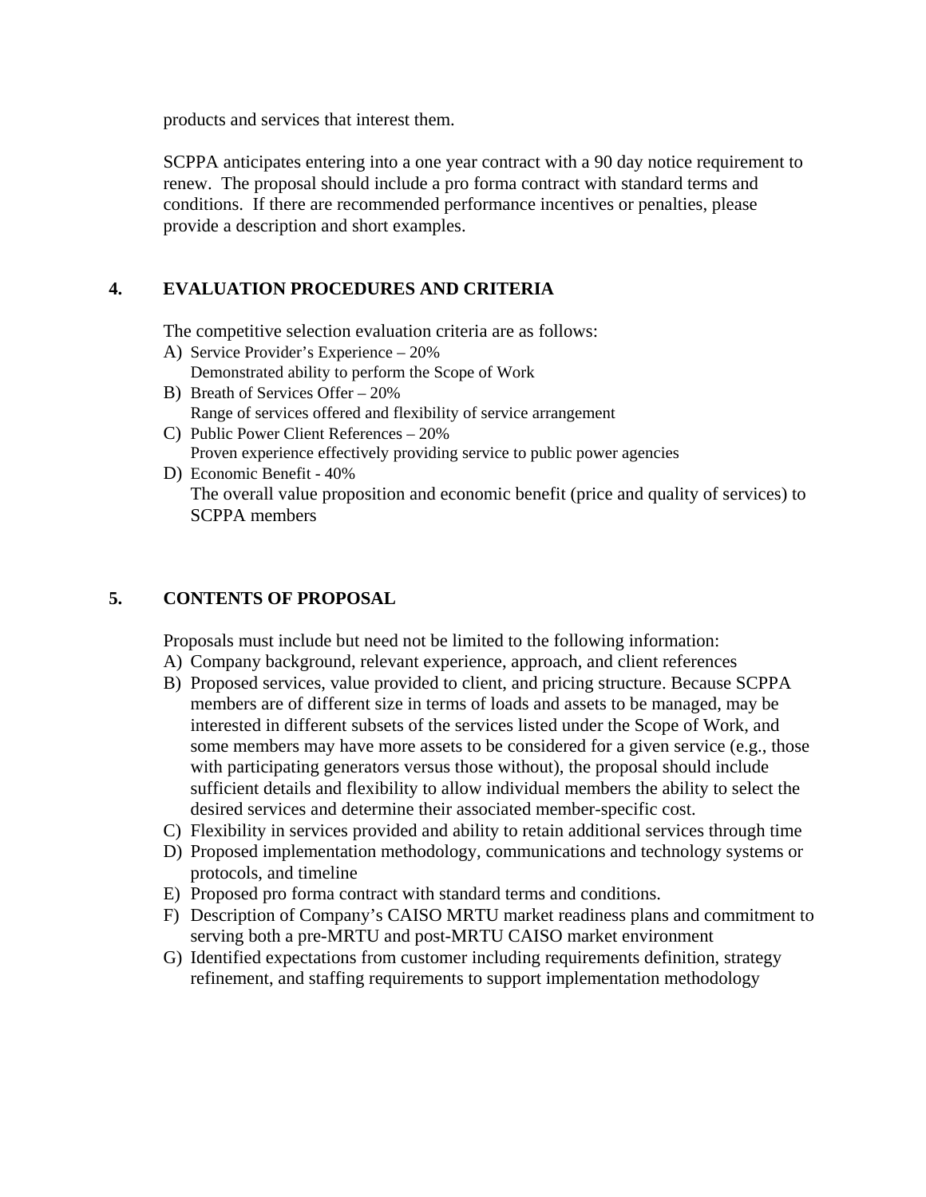products and services that interest them.

SCPPA anticipates entering into a one year contract with a 90 day notice requirement to renew. The proposal should include a pro forma contract with standard terms and conditions. If there are recommended performance incentives or penalties, please provide a description and short examples.

## 4. EVALUATION PROCEDURES AND CRITERIA

The competitive selection evaluation criteria are as follows:

A) Service Provider's Experience – 20%
   Demonstrated ability to perform the Scope of Work
B) Breath of Services Offer – 20%
   Range of services offered and flexibility of service arrangement
C) Public Power Client References – 20%
   Proven experience effectively providing service to public power agencies
D) Economic Benefit - 40%
   The overall value proposition and economic benefit (price and quality of services) to SCPPA members

## 5. CONTENTS OF PROPOSAL

Proposals must include but need not be limited to the following information:

A) Company background, relevant experience, approach, and client references
B) Proposed services, value provided to client, and pricing structure. Because SCPPA members are of different size in terms of loads and assets to be managed, may be interested in different subsets of the services listed under the Scope of Work, and some members may have more assets to be considered for a given service (e.g., those with participating generators versus those without), the proposal should include sufficient details and flexibility to allow individual members the ability to select the desired services and determine their associated member-specific cost.
C) Flexibility in services provided and ability to retain additional services through time
D) Proposed implementation methodology, communications and technology systems or protocols, and timeline
E) Proposed pro forma contract with standard terms and conditions.
F) Description of Company's CAISO MRTU market readiness plans and commitment to serving both a pre-MRTU and post-MRTU CAISO market environment
G) Identified expectations from customer including requirements definition, strategy refinement, and staffing requirements to support implementation methodology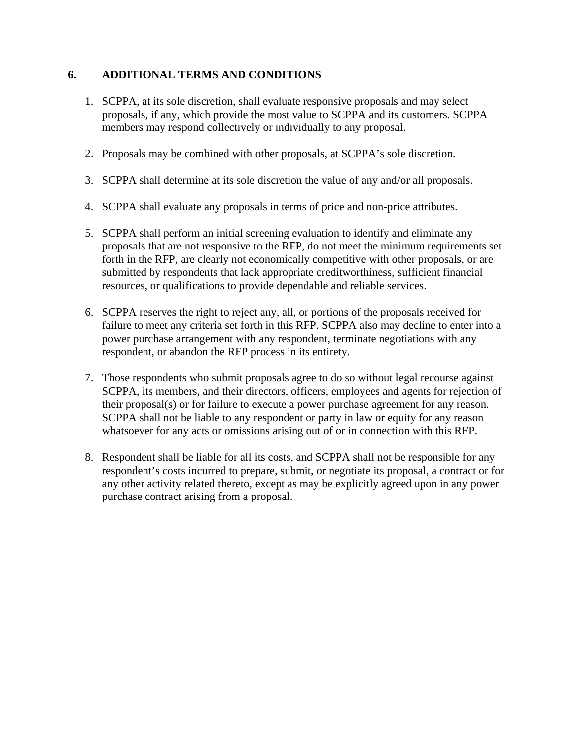## 6. ADDITIONAL TERMS AND CONDITIONS

1. SCPPA, at its sole discretion, shall evaluate responsive proposals and may select proposals, if any, which provide the most value to SCPPA and its customers. SCPPA members may respond collectively or individually to any proposal.

2. Proposals may be combined with other proposals, at SCPPA's sole discretion.

3. SCPPA shall determine at its sole discretion the value of any and/or all proposals.

4. SCPPA shall evaluate any proposals in terms of price and non-price attributes.

5. SCPPA shall perform an initial screening evaluation to identify and eliminate any proposals that are not responsive to the RFP, do not meet the minimum requirements set forth in the RFP, are clearly not economically competitive with other proposals, or are submitted by respondents that lack appropriate creditworthiness, sufficient financial resources, or qualifications to provide dependable and reliable services.

6. SCPPA reserves the right to reject any, all, or portions of the proposals received for failure to meet any criteria set forth in this RFP. SCPPA also may decline to enter into a power purchase arrangement with any respondent, terminate negotiations with any respondent, or abandon the RFP process in its entirety.

7. Those respondents who submit proposals agree to do so without legal recourse against SCPPA, its members, and their directors, officers, employees and agents for rejection of their proposal(s) or for failure to execute a power purchase agreement for any reason. SCPPA shall not be liable to any respondent or party in law or equity for any reason whatsoever for any acts or omissions arising out of or in connection with this RFP.

8. Respondent shall be liable for all its costs, and SCPPA shall not be responsible for any respondent's costs incurred to prepare, submit, or negotiate its proposal, a contract or for any other activity related thereto, except as may be explicitly agreed upon in any power purchase contract arising from a proposal.